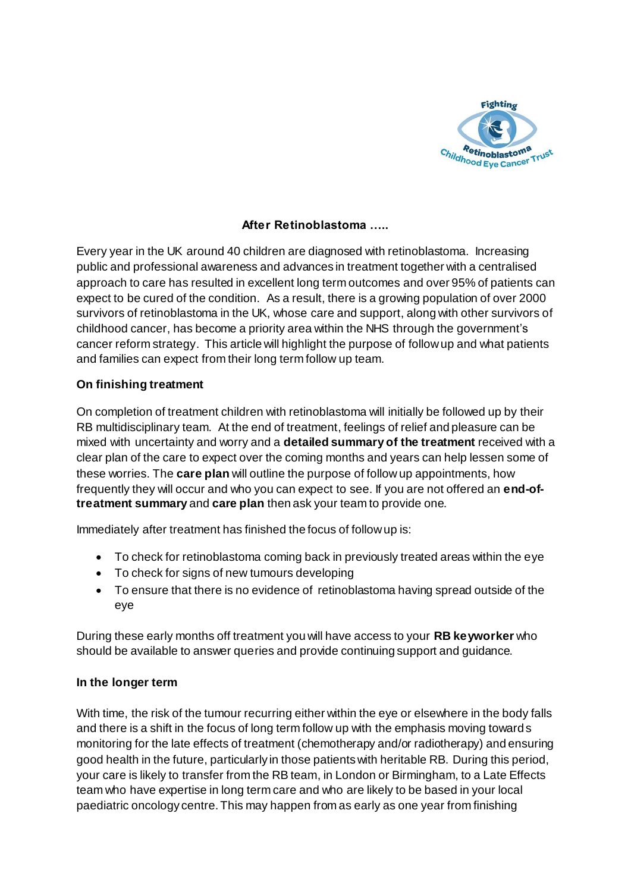# After Retinoblastoma .....

Every year in the UK around 40 children are diagnosed with retinoblastoma. Increasing public and professional awareness and advances in treatment together with a centralised approach to care has resulted in excellent long term outcomes and over 95% of patients can expect to be cured of the condition. As a result, there is a growing population of over 2000 survivors of retinoblastoma in the UK, whose care and support, along with other survivors of childhood cancer, has become a priority area within the NHS through the government's cancer reform strategy. This article will highlight the purpose of follow up and what patients and families can expect from their long term follow up team.

## On finishing treatment

On completion of treatment children with retinoblastoma will initially be followed up by their RB multidisciplinary team. At the end of treatment, feelings of relief and pleasure can be mixed with uncertainty and worry and a **detailed summary of the treatment** received with a clear plan of the care to expect over the coming months and years can help lessen some of these worries. The **care plan** will outline the purpose of follow up appointments, how frequently they will occur and who you can expect to see. If you are not offered an **end-of-treatment summary** and **care plan** then ask your team to provide one.

Immediately after treatment has finished the focus of follow up is:

- To check for retinoblastoma coming back in previously treated areas within the eye
- To check for signs of new tumours developing
- To ensure that there is no evidence of retinoblastoma having spread outside of the eye

During these early months off treatment you will have access to your **RB keyworker** who should be available to answer queries and provide continuing support and guidance.

## In the longer term

With time, the risk of the tumour recurring either within the eye or elsewhere in the body falls and there is a shift in the focus of long term follow up with the emphasis moving towards monitoring for the late effects of treatment (chemotherapy and/or radiotherapy) and ensuring good health in the future, particularly in those patients with heritable RB. During this period, your care is likely to transfer from the RB team, in London or Birmingham, to a Late Effects team who have expertise in long term care and who are likely to be based in your local paediatric oncology centre. This may happen from as early as one year from finishing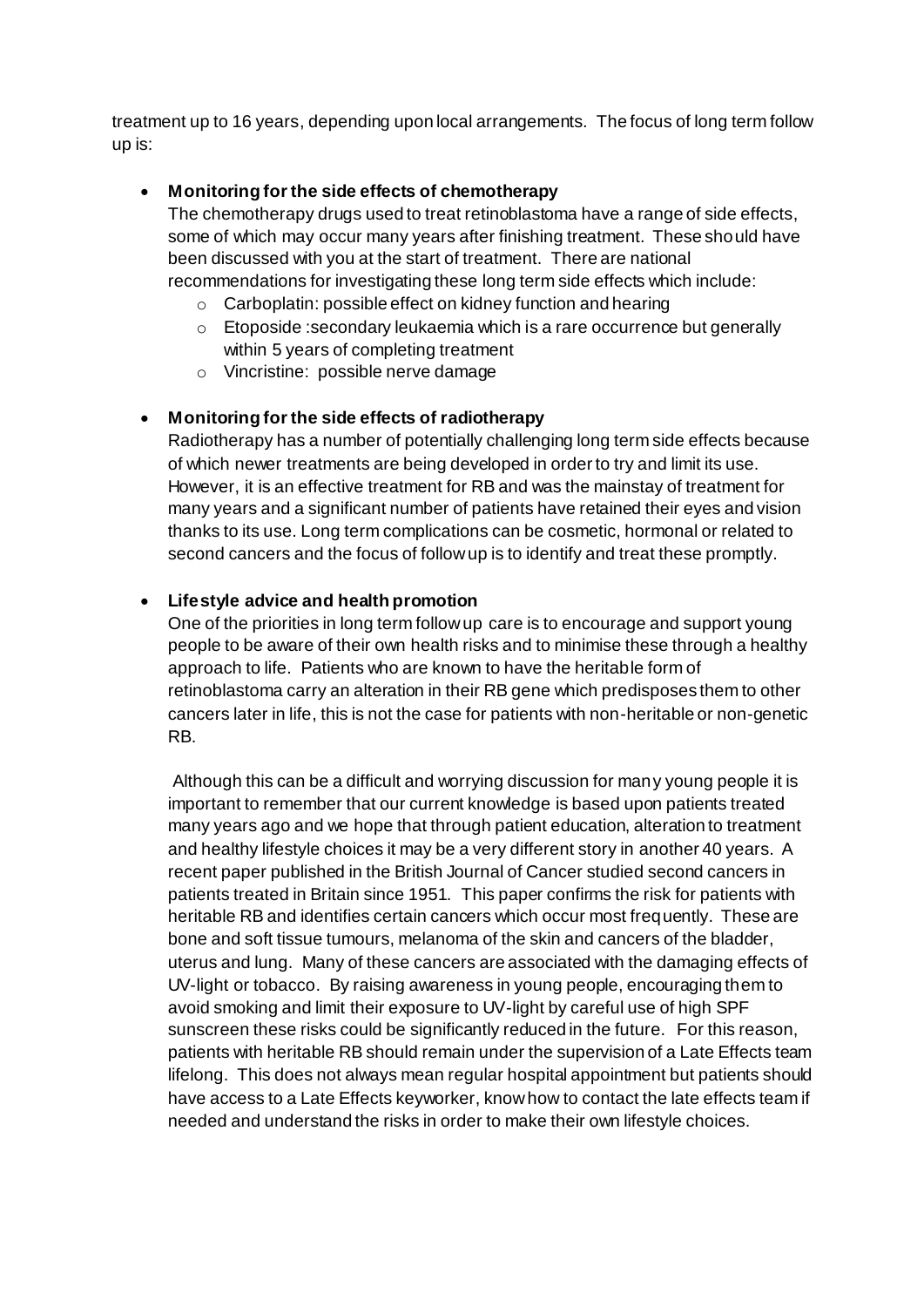treatment up to 16 years, depending upon local arrangements. The focus of long term follow up is:

- **Monitoring for the side effects of chemotherapy**
  The chemotherapy drugs used to treat retinoblastoma have a range of side effects, some of which may occur many years after finishing treatment. These should have been discussed with you at the start of treatment. There are national recommendations for investigating these long term side effects which include:
  - Carboplatin: possible effect on kidney function and hearing
  - Etoposide :secondary leukaemia which is a rare occurrence but generally within 5 years of completing treatment
  - Vincristine: possible nerve damage

- **Monitoring for the side effects of radiotherapy**
  Radiotherapy has a number of potentially challenging long term side effects because of which newer treatments are being developed in order to try and limit its use. However, it is an effective treatment for RB and was the mainstay of treatment for many years and a significant number of patients have retained their eyes and vision thanks to its use. Long term complications can be cosmetic, hormonal or related to second cancers and the focus of follow up is to identify and treat these promptly.

- **Lifestyle advice and health promotion**
  One of the priorities in long term follow up care is to encourage and support young people to be aware of their own health risks and to minimise these through a healthy approach to life. Patients who are known to have the heritable form of retinoblastoma carry an alteration in their RB gene which predisposes them to other cancers later in life, this is not the case for patients with non-heritable or non-genetic RB.

  Although this can be a difficult and worrying discussion for many young people it is important to remember that our current knowledge is based upon patients treated many years ago and we hope that through patient education, alteration to treatment and healthy lifestyle choices it may be a very different story in another 40 years. A recent paper published in the British Journal of Cancer studied second cancers in patients treated in Britain since 1951. This paper confirms the risk for patients with heritable RB and identifies certain cancers which occur most frequently. These are bone and soft tissue tumours, melanoma of the skin and cancers of the bladder, uterus and lung. Many of these cancers are associated with the damaging effects of UV-light or tobacco. By raising awareness in young people, encouraging them to avoid smoking and limit their exposure to UV-light by careful use of high SPF sunscreen these risks could be significantly reduced in the future. For this reason, patients with heritable RB should remain under the supervision of a Late Effects team lifelong. This does not always mean regular hospital appointment but patients should have access to a Late Effects keyworker, know how to contact the late effects team if needed and understand the risks in order to make their own lifestyle choices.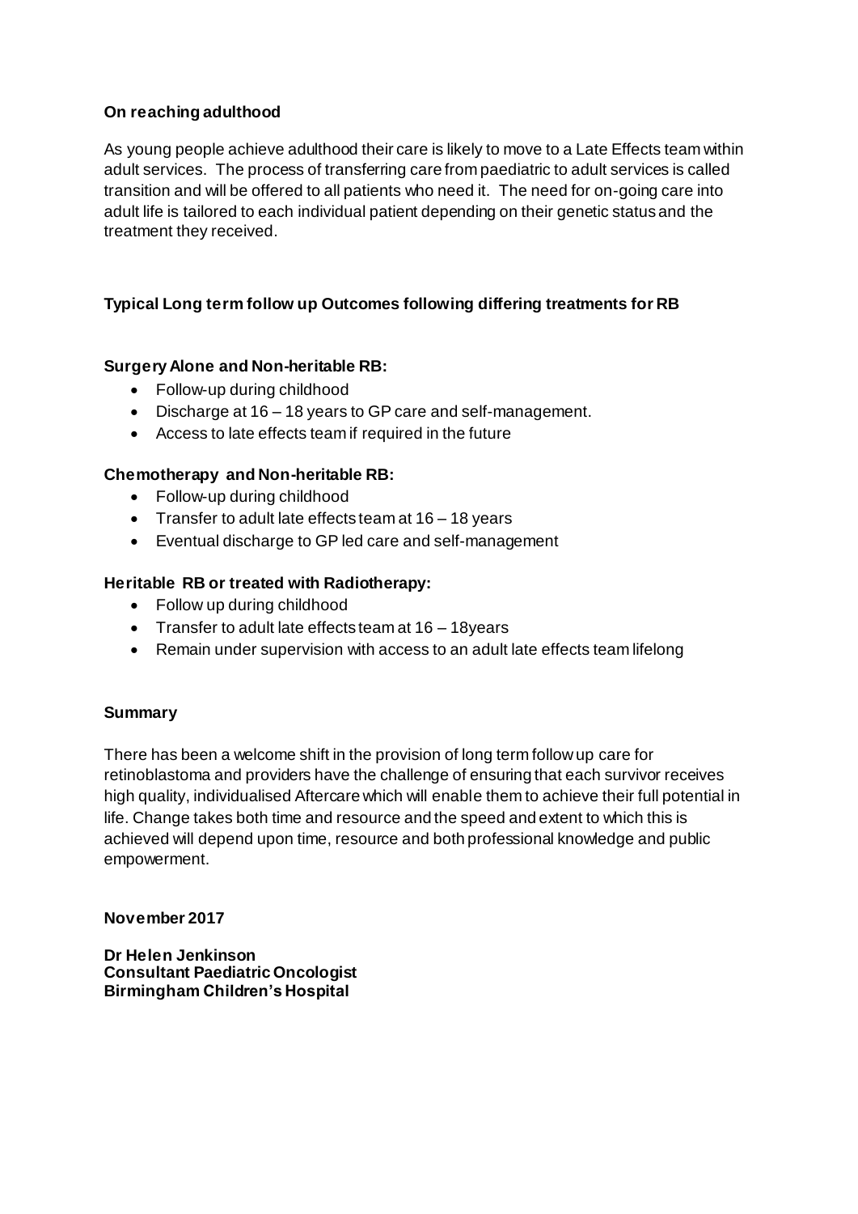### On reaching adulthood

As young people achieve adulthood their care is likely to move to a Late Effects team within adult services. The process of transferring care from paediatric to adult services is called transition and will be offered to all patients who need it. The need for on-going care into adult life is tailored to each individual patient depending on their genetic status and the treatment they received.

### Typical Long term follow up Outcomes following differing treatments for RB

**Surgery Alone and Non-heritable RB:**

- Follow-up during childhood
- Discharge at 16 – 18 years to GP care and self-management.
- Access to late effects team if required in the future

**Chemotherapy and Non-heritable RB:**

- Follow-up during childhood
- Transfer to adult late effects team at 16 – 18 years
- Eventual discharge to GP led care and self-management

**Heritable RB or treated with Radiotherapy:**

- Follow up during childhood
- Transfer to adult late effects team at 16 – 18years
- Remain under supervision with access to an adult late effects team lifelong

### Summary

There has been a welcome shift in the provision of long term follow up care for retinoblastoma and providers have the challenge of ensuring that each survivor receives high quality, individualised Aftercare which will enable them to achieve their full potential in life. Change takes both time and resource and the speed and extent to which this is achieved will depend upon time, resource and both professional knowledge and public empowerment.

**November 2017**

**Dr Helen Jenkinson**
**Consultant Paediatric Oncologist**
**Birmingham Children's Hospital**